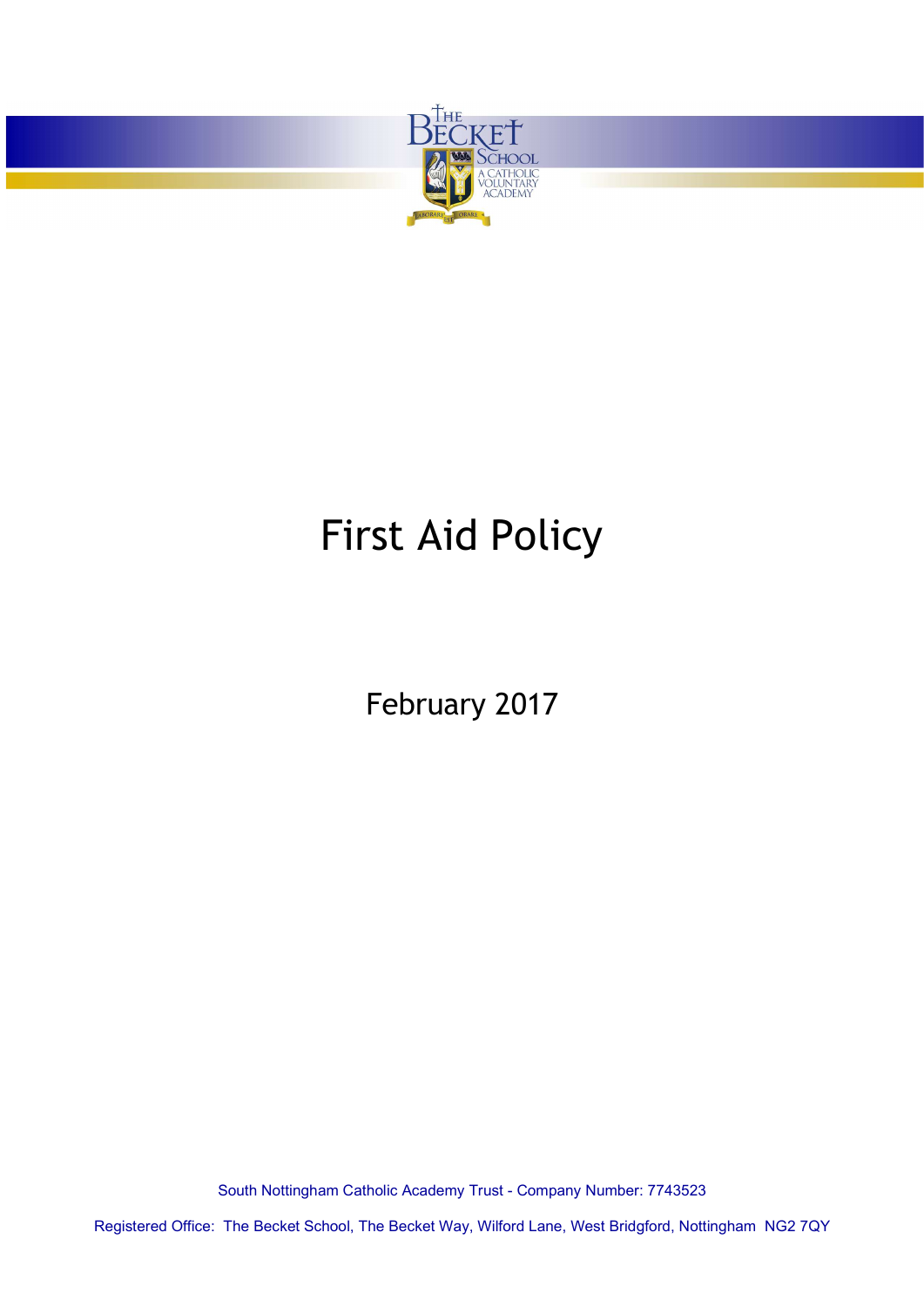# First Aid Policy

February 2017

South Nottingham Catholic Academy Trust - Company Number: 7743523

Registered Office: The Becket School, The Becket Way, Wilford Lane, West Bridgford, Nottingham NG2 7QY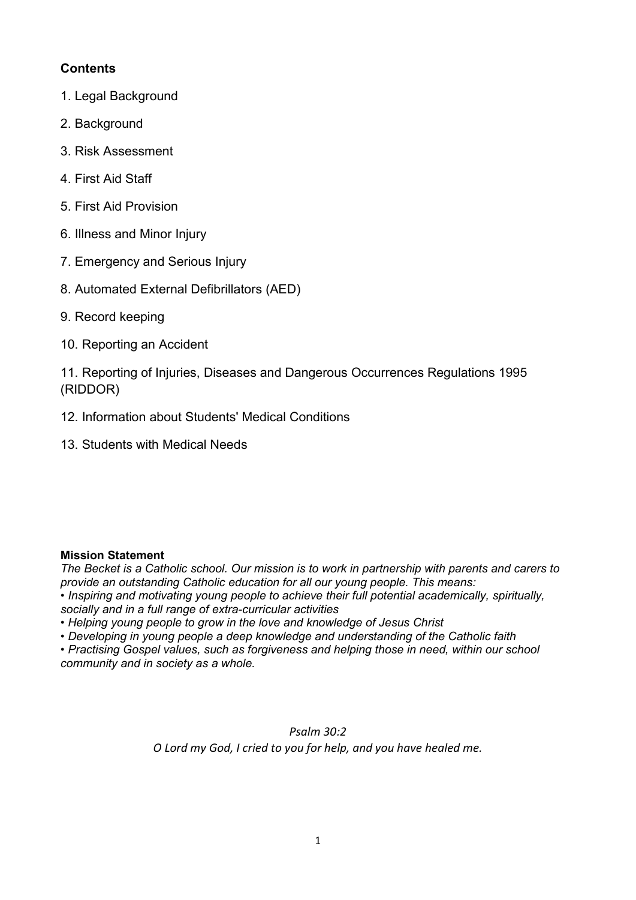## Contents

1. Legal Background
2. Background
3. Risk Assessment
4. First Aid Staff
5. First Aid Provision
6. Illness and Minor Injury
7. Emergency and Serious Injury
8. Automated External Defibrillators (AED)
9. Record keeping
10. Reporting an Accident
11. Reporting of Injuries, Diseases and Dangerous Occurrences Regulations 1995 (RIDDOR)
12. Information about Students' Medical Conditions
13. Students with Medical Needs

**Mission Statement**

*The Becket is a Catholic school. Our mission is to work in partnership with parents and carers to provide an outstanding Catholic education for all our young people. This means:*

- *Inspiring and motivating young people to achieve their full potential academically, spiritually, socially and in a full range of extra-curricular activities*
- *Helping young people to grow in the love and knowledge of Jesus Christ*
- *Developing in young people a deep knowledge and understanding of the Catholic faith*
- *Practising Gospel values, such as forgiveness and helping those in need, within our school community and in society as a whole.*

*Psalm 30:2*

*O Lord my God, I cried to you for help, and you have healed me.*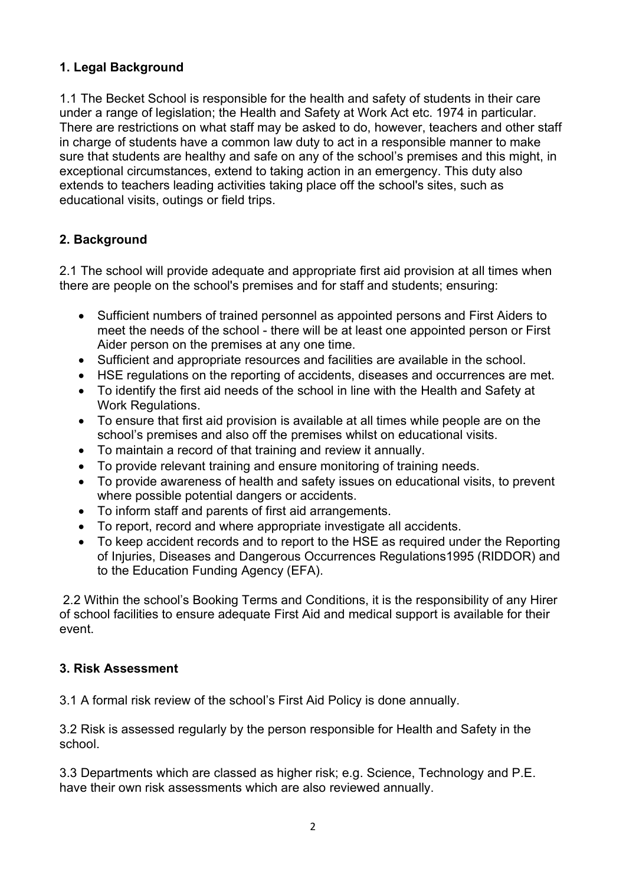## 1. Legal Background

1.1 The Becket School is responsible for the health and safety of students in their care under a range of legislation; the Health and Safety at Work Act etc. 1974 in particular. There are restrictions on what staff may be asked to do, however, teachers and other staff in charge of students have a common law duty to act in a responsible manner to make sure that students are healthy and safe on any of the school's premises and this might, in exceptional circumstances, extend to taking action in an emergency. This duty also extends to teachers leading activities taking place off the school's sites, such as educational visits, outings or field trips.

## 2. Background

2.1 The school will provide adequate and appropriate first aid provision at all times when there are people on the school's premises and for staff and students; ensuring:

- Sufficient numbers of trained personnel as appointed persons and First Aiders to meet the needs of the school - there will be at least one appointed person or First Aider person on the premises at any one time.
- Sufficient and appropriate resources and facilities are available in the school.
- HSE regulations on the reporting of accidents, diseases and occurrences are met.
- To identify the first aid needs of the school in line with the Health and Safety at Work Regulations.
- To ensure that first aid provision is available at all times while people are on the school's premises and also off the premises whilst on educational visits.
- To maintain a record of that training and review it annually.
- To provide relevant training and ensure monitoring of training needs.
- To provide awareness of health and safety issues on educational visits, to prevent where possible potential dangers or accidents.
- To inform staff and parents of first aid arrangements.
- To report, record and where appropriate investigate all accidents.
- To keep accident records and to report to the HSE as required under the Reporting of Injuries, Diseases and Dangerous Occurrences Regulations1995 (RIDDOR) and to the Education Funding Agency (EFA).

2.2 Within the school's Booking Terms and Conditions, it is the responsibility of any Hirer of school facilities to ensure adequate First Aid and medical support is available for their event.

## 3. Risk Assessment

3.1 A formal risk review of the school's First Aid Policy is done annually.

3.2 Risk is assessed regularly by the person responsible for Health and Safety in the school.

3.3 Departments which are classed as higher risk; e.g. Science, Technology and P.E. have their own risk assessments which are also reviewed annually.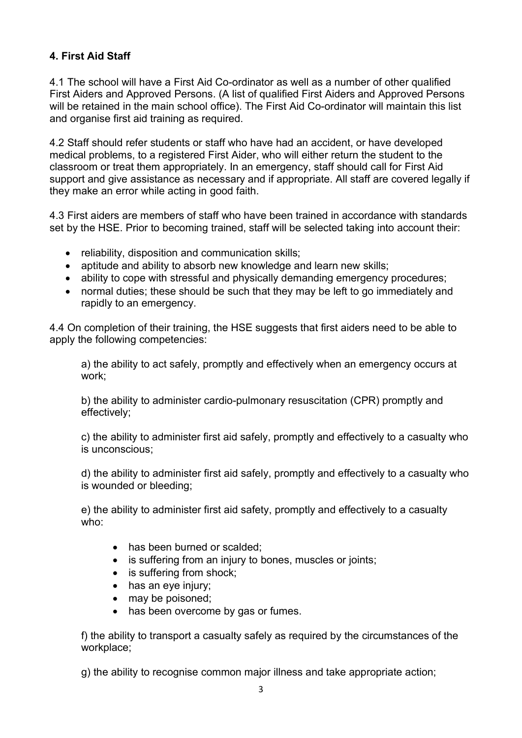## 4. First Aid Staff

4.1 The school will have a First Aid Co-ordinator as well as a number of other qualified First Aiders and Approved Persons. (A list of qualified First Aiders and Approved Persons will be retained in the main school office). The First Aid Co-ordinator will maintain this list and organise first aid training as required.

4.2 Staff should refer students or staff who have had an accident, or have developed medical problems, to a registered First Aider, who will either return the student to the classroom or treat them appropriately. In an emergency, staff should call for First Aid support and give assistance as necessary and if appropriate. All staff are covered legally if they make an error while acting in good faith.

4.3 First aiders are members of staff who have been trained in accordance with standards set by the HSE. Prior to becoming trained, staff will be selected taking into account their:

- reliability, disposition and communication skills;
- aptitude and ability to absorb new knowledge and learn new skills;
- ability to cope with stressful and physically demanding emergency procedures;
- normal duties; these should be such that they may be left to go immediately and rapidly to an emergency.

4.4 On completion of their training, the HSE suggests that first aiders need to be able to apply the following competencies:

a) the ability to act safely, promptly and effectively when an emergency occurs at work;

b) the ability to administer cardio-pulmonary resuscitation (CPR) promptly and effectively;

c) the ability to administer first aid safely, promptly and effectively to a casualty who is unconscious;

d) the ability to administer first aid safely, promptly and effectively to a casualty who is wounded or bleeding;

e) the ability to administer first aid safety, promptly and effectively to a casualty who:

- has been burned or scalded;
- is suffering from an injury to bones, muscles or joints;
- is suffering from shock;
- has an eye injury;
- may be poisoned;
- has been overcome by gas or fumes.

f) the ability to transport a casualty safely as required by the circumstances of the workplace;

g) the ability to recognise common major illness and take appropriate action;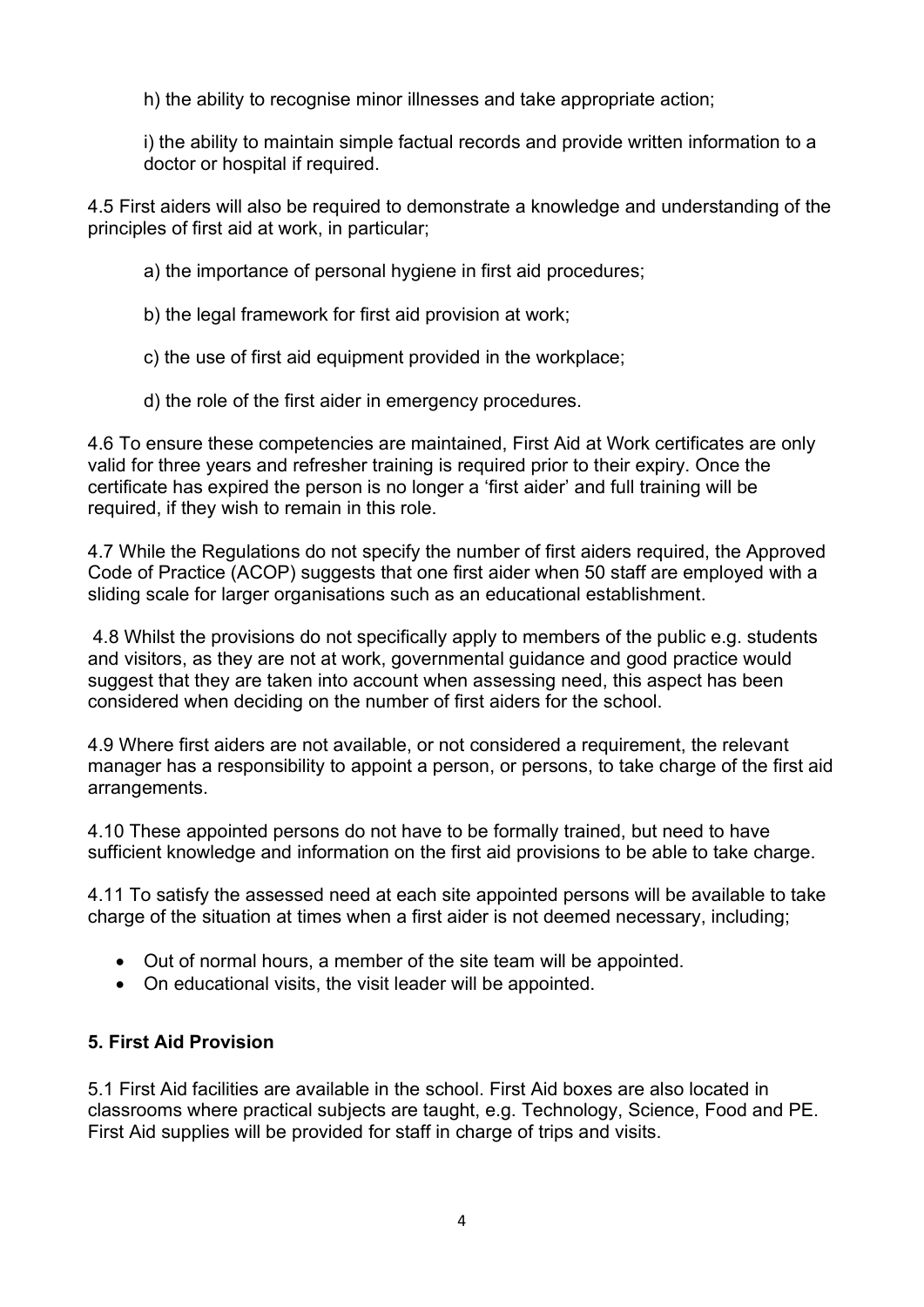h) the ability to recognise minor illnesses and take appropriate action;

i) the ability to maintain simple factual records and provide written information to a doctor or hospital if required.

4.5 First aiders will also be required to demonstrate a knowledge and understanding of the principles of first aid at work, in particular;

a) the importance of personal hygiene in first aid procedures;

b) the legal framework for first aid provision at work;

c) the use of first aid equipment provided in the workplace;

d) the role of the first aider in emergency procedures.

4.6 To ensure these competencies are maintained, First Aid at Work certificates are only valid for three years and refresher training is required prior to their expiry. Once the certificate has expired the person is no longer a 'first aider' and full training will be required, if they wish to remain in this role.

4.7 While the Regulations do not specify the number of first aiders required, the Approved Code of Practice (ACOP) suggests that one first aider when 50 staff are employed with a sliding scale for larger organisations such as an educational establishment.

4.8 Whilst the provisions do not specifically apply to members of the public e.g. students and visitors, as they are not at work, governmental guidance and good practice would suggest that they are taken into account when assessing need, this aspect has been considered when deciding on the number of first aiders for the school.

4.9 Where first aiders are not available, or not considered a requirement, the relevant manager has a responsibility to appoint a person, or persons, to take charge of the first aid arrangements.

4.10 These appointed persons do not have to be formally trained, but need to have sufficient knowledge and information on the first aid provisions to be able to take charge.

4.11 To satisfy the assessed need at each site appointed persons will be available to take charge of the situation at times when a first aider is not deemed necessary, including;

- Out of normal hours, a member of the site team will be appointed.
- On educational visits, the visit leader will be appointed.

## 5. First Aid Provision

5.1 First Aid facilities are available in the school. First Aid boxes are also located in classrooms where practical subjects are taught, e.g. Technology, Science, Food and PE. First Aid supplies will be provided for staff in charge of trips and visits.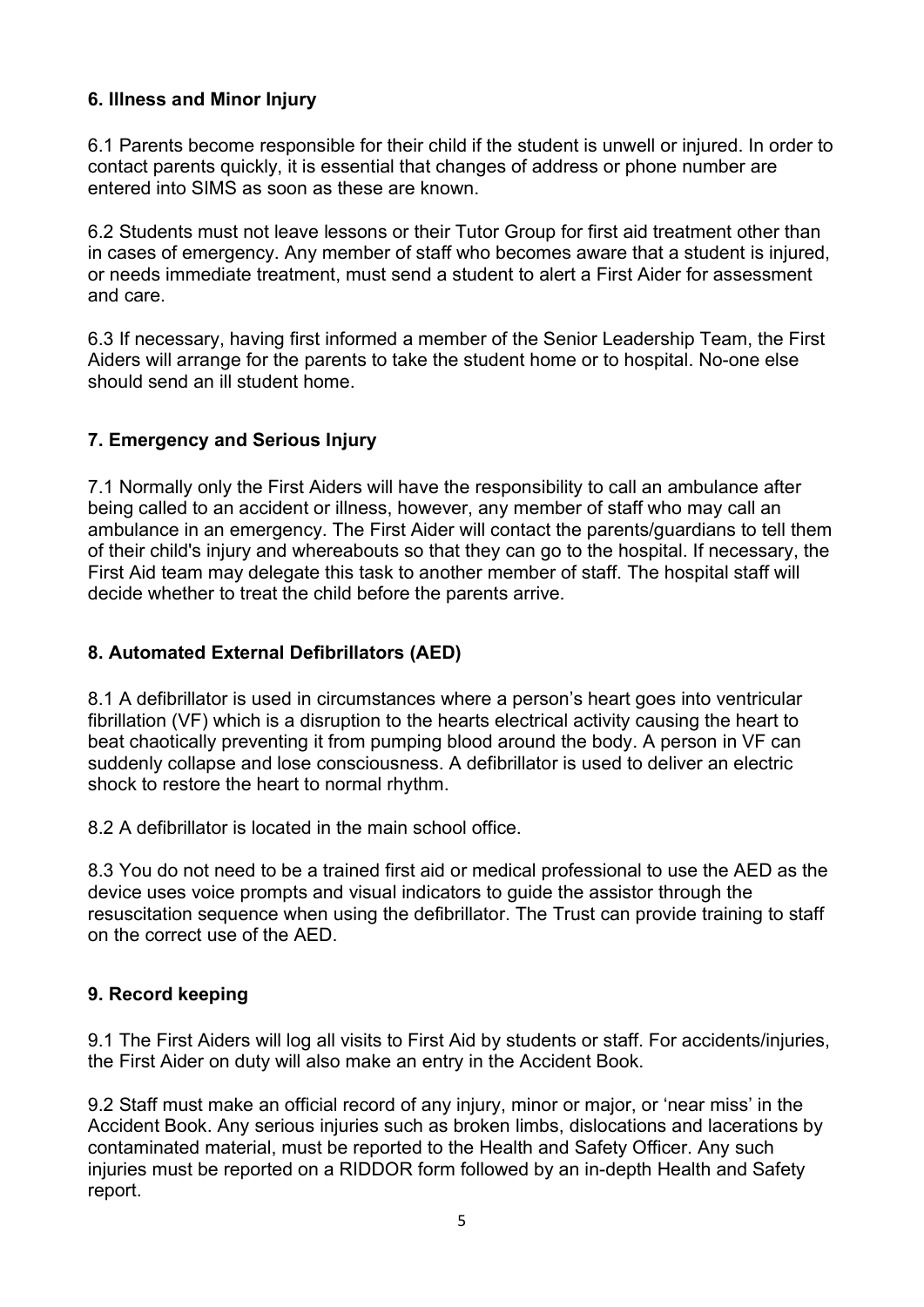## 6. Illness and Minor Injury

6.1 Parents become responsible for their child if the student is unwell or injured. In order to contact parents quickly, it is essential that changes of address or phone number are entered into SIMS as soon as these are known.

6.2 Students must not leave lessons or their Tutor Group for first aid treatment other than in cases of emergency. Any member of staff who becomes aware that a student is injured, or needs immediate treatment, must send a student to alert a First Aider for assessment and care.

6.3 If necessary, having first informed a member of the Senior Leadership Team, the First Aiders will arrange for the parents to take the student home or to hospital. No-one else should send an ill student home.

## 7. Emergency and Serious Injury

7.1 Normally only the First Aiders will have the responsibility to call an ambulance after being called to an accident or illness, however, any member of staff who may call an ambulance in an emergency. The First Aider will contact the parents/guardians to tell them of their child's injury and whereabouts so that they can go to the hospital. If necessary, the First Aid team may delegate this task to another member of staff. The hospital staff will decide whether to treat the child before the parents arrive.

## 8. Automated External Defibrillators (AED)

8.1 A defibrillator is used in circumstances where a person's heart goes into ventricular fibrillation (VF) which is a disruption to the hearts electrical activity causing the heart to beat chaotically preventing it from pumping blood around the body. A person in VF can suddenly collapse and lose consciousness. A defibrillator is used to deliver an electric shock to restore the heart to normal rhythm.

8.2 A defibrillator is located in the main school office.

8.3 You do not need to be a trained first aid or medical professional to use the AED as the device uses voice prompts and visual indicators to guide the assistor through the resuscitation sequence when using the defibrillator. The Trust can provide training to staff on the correct use of the AED.

## 9. Record keeping

9.1 The First Aiders will log all visits to First Aid by students or staff. For accidents/injuries, the First Aider on duty will also make an entry in the Accident Book.

9.2 Staff must make an official record of any injury, minor or major, or 'near miss' in the Accident Book. Any serious injuries such as broken limbs, dislocations and lacerations by contaminated material, must be reported to the Health and Safety Officer. Any such injuries must be reported on a RIDDOR form followed by an in-depth Health and Safety report.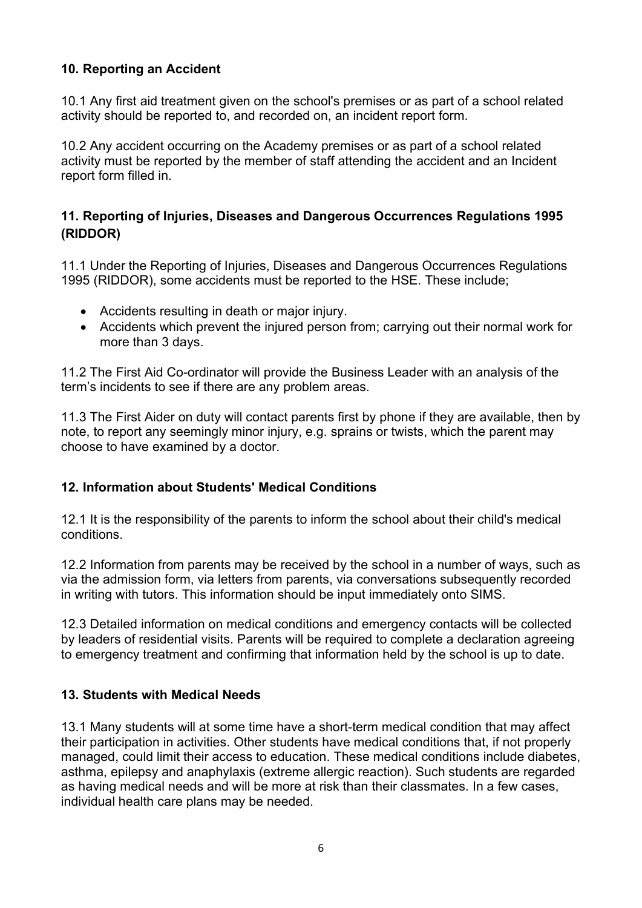## 10. Reporting an Accident

10.1 Any first aid treatment given on the school's premises or as part of a school related activity should be reported to, and recorded on, an incident report form.

10.2 Any accident occurring on the Academy premises or as part of a school related activity must be reported by the member of staff attending the accident and an Incident report form filled in.

## 11. Reporting of Injuries, Diseases and Dangerous Occurrences Regulations 1995 (RIDDOR)

11.1 Under the Reporting of Injuries, Diseases and Dangerous Occurrences Regulations 1995 (RIDDOR), some accidents must be reported to the HSE. These include;

- Accidents resulting in death or major injury.
- Accidents which prevent the injured person from; carrying out their normal work for more than 3 days.

11.2 The First Aid Co-ordinator will provide the Business Leader with an analysis of the term's incidents to see if there are any problem areas.

11.3 The First Aider on duty will contact parents first by phone if they are available, then by note, to report any seemingly minor injury, e.g. sprains or twists, which the parent may choose to have examined by a doctor.

## 12. Information about Students' Medical Conditions

12.1 It is the responsibility of the parents to inform the school about their child's medical conditions.

12.2 Information from parents may be received by the school in a number of ways, such as via the admission form, via letters from parents, via conversations subsequently recorded in writing with tutors. This information should be input immediately onto SIMS.

12.3 Detailed information on medical conditions and emergency contacts will be collected by leaders of residential visits. Parents will be required to complete a declaration agreeing to emergency treatment and confirming that information held by the school is up to date.

## 13. Students with Medical Needs

13.1 Many students will at some time have a short-term medical condition that may affect their participation in activities. Other students have medical conditions that, if not properly managed, could limit their access to education. These medical conditions include diabetes, asthma, epilepsy and anaphylaxis (extreme allergic reaction). Such students are regarded as having medical needs and will be more at risk than their classmates. In a few cases, individual health care plans may be needed.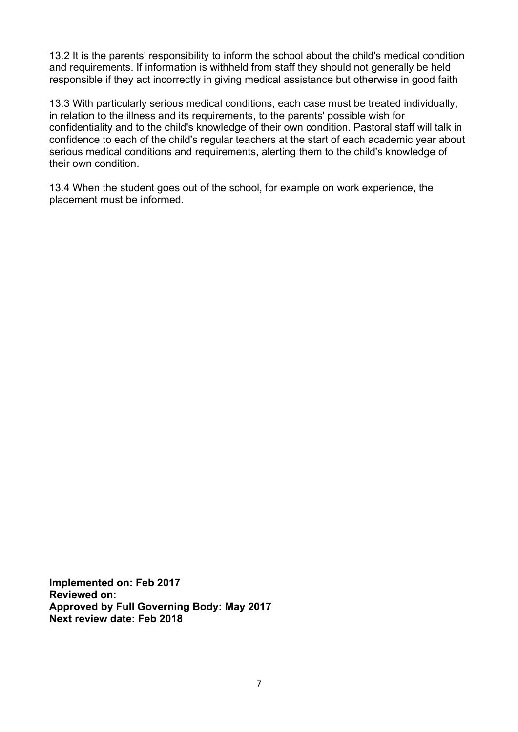13.2 It is the parents' responsibility to inform the school about the child's medical condition and requirements. If information is withheld from staff they should not generally be held responsible if they act incorrectly in giving medical assistance but otherwise in good faith

13.3 With particularly serious medical conditions, each case must be treated individually, in relation to the illness and its requirements, to the parents' possible wish for confidentiality and to the child's knowledge of their own condition. Pastoral staff will talk in confidence to each of the child's regular teachers at the start of each academic year about serious medical conditions and requirements, alerting them to the child's knowledge of their own condition.

13.4 When the student goes out of the school, for example on work experience, the placement must be informed.

**Implemented on: Feb 2017**
**Reviewed on:**
**Approved by Full Governing Body: May 2017**
**Next review date: Feb 2018**